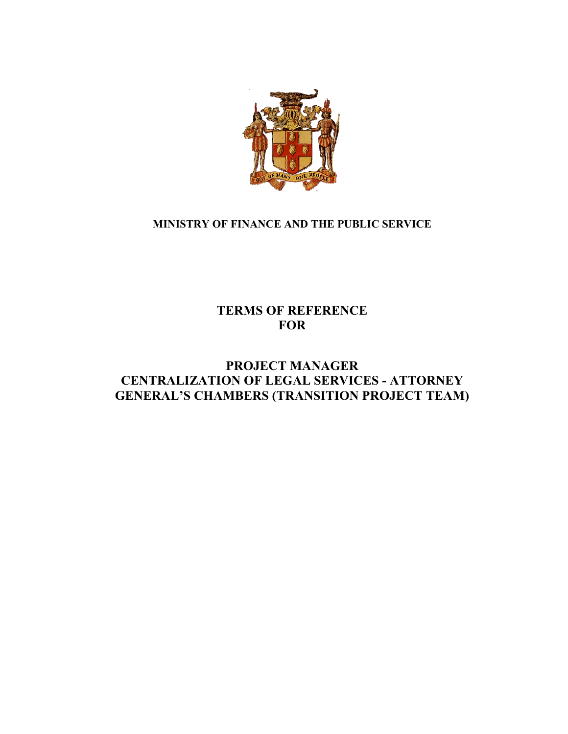**MINISTRY OF FINANCE AND THE PUBLIC SERVICE**

# TERMS OF REFERENCE FOR

# PROJECT MANAGER CENTRALIZATION OF LEGAL SERVICES - ATTORNEY GENERAL'S CHAMBERS (TRANSITION PROJECT TEAM)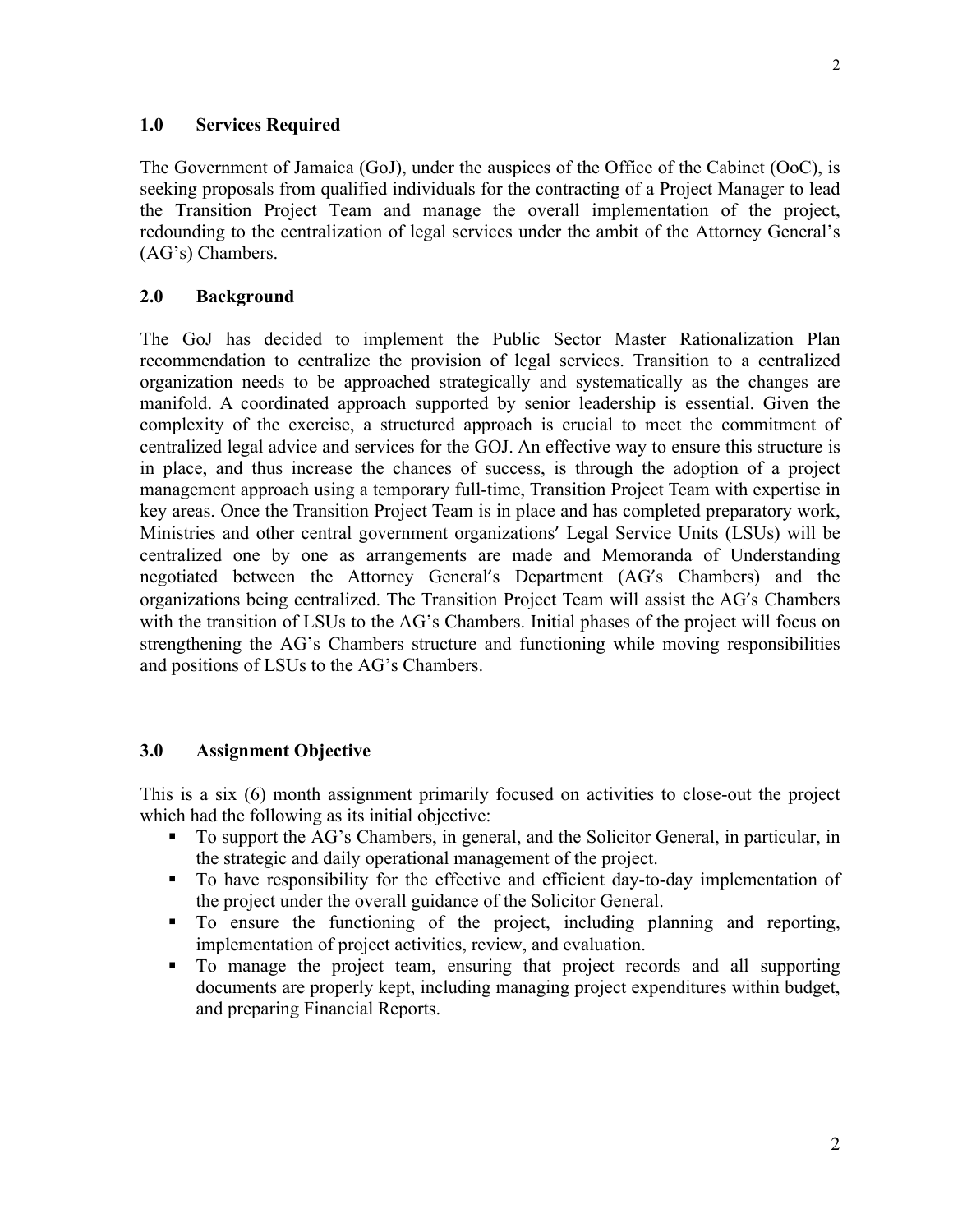## 1.0 Services Required

The Government of Jamaica (GoJ), under the auspices of the Office of the Cabinet (OoC), is seeking proposals from qualified individuals for the contracting of a Project Manager to lead the Transition Project Team and manage the overall implementation of the project, redounding to the centralization of legal services under the ambit of the Attorney General's (AG's) Chambers.

## 2.0 Background

The GoJ has decided to implement the Public Sector Master Rationalization Plan recommendation to centralize the provision of legal services. Transition to a centralized organization needs to be approached strategically and systematically as the changes are manifold. A coordinated approach supported by senior leadership is essential. Given the complexity of the exercise, a structured approach is crucial to meet the commitment of centralized legal advice and services for the GOJ. An effective way to ensure this structure is in place, and thus increase the chances of success, is through the adoption of a project management approach using a temporary full-time, Transition Project Team with expertise in key areas. Once the Transition Project Team is in place and has completed preparatory work, Ministries and other central government organizations' Legal Service Units (LSUs) will be centralized one by one as arrangements are made and Memoranda of Understanding negotiated between the Attorney General's Department (AG's Chambers) and the organizations being centralized. The Transition Project Team will assist the AG's Chambers with the transition of LSUs to the AG's Chambers. Initial phases of the project will focus on strengthening the AG's Chambers structure and functioning while moving responsibilities and positions of LSUs to the AG's Chambers.

## 3.0 Assignment Objective

This is a six (6) month assignment primarily focused on activities to close-out the project which had the following as its initial objective:

- To support the AG's Chambers, in general, and the Solicitor General, in particular, in the strategic and daily operational management of the project.
- To have responsibility for the effective and efficient day-to-day implementation of the project under the overall guidance of the Solicitor General.
- To ensure the functioning of the project, including planning and reporting, implementation of project activities, review, and evaluation.
- To manage the project team, ensuring that project records and all supporting documents are properly kept, including managing project expenditures within budget, and preparing Financial Reports.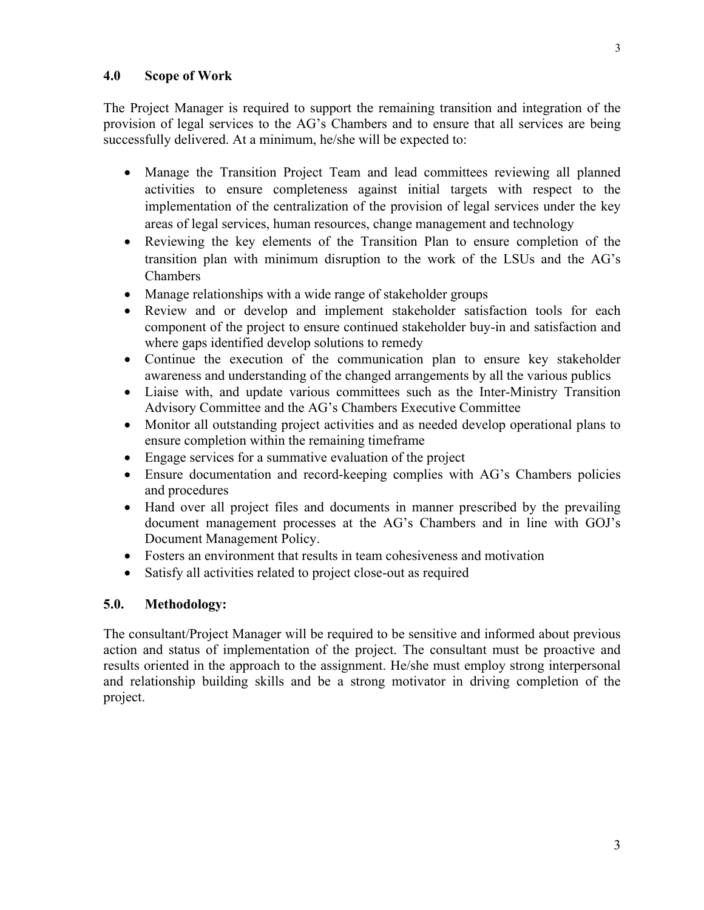## 4.0 Scope of Work

The Project Manager is required to support the remaining transition and integration of the provision of legal services to the AG's Chambers and to ensure that all services are being successfully delivered. At a minimum, he/she will be expected to:

- Manage the Transition Project Team and lead committees reviewing all planned activities to ensure completeness against initial targets with respect to the implementation of the centralization of the provision of legal services under the key areas of legal services, human resources, change management and technology
- Reviewing the key elements of the Transition Plan to ensure completion of the transition plan with minimum disruption to the work of the LSUs and the AG's Chambers
- Manage relationships with a wide range of stakeholder groups
- Review and or develop and implement stakeholder satisfaction tools for each component of the project to ensure continued stakeholder buy-in and satisfaction and where gaps identified develop solutions to remedy
- Continue the execution of the communication plan to ensure key stakeholder awareness and understanding of the changed arrangements by all the various publics
- Liaise with, and update various committees such as the Inter-Ministry Transition Advisory Committee and the AG's Chambers Executive Committee
- Monitor all outstanding project activities and as needed develop operational plans to ensure completion within the remaining timeframe
- Engage services for a summative evaluation of the project
- Ensure documentation and record-keeping complies with AG's Chambers policies and procedures
- Hand over all project files and documents in manner prescribed by the prevailing document management processes at the AG's Chambers and in line with GOJ's Document Management Policy.
- Fosters an environment that results in team cohesiveness and motivation
- Satisfy all activities related to project close-out as required

## 5.0. Methodology:

The consultant/Project Manager will be required to be sensitive and informed about previous action and status of implementation of the project. The consultant must be proactive and results oriented in the approach to the assignment. He/she must employ strong interpersonal and relationship building skills and be a strong motivator in driving completion of the project.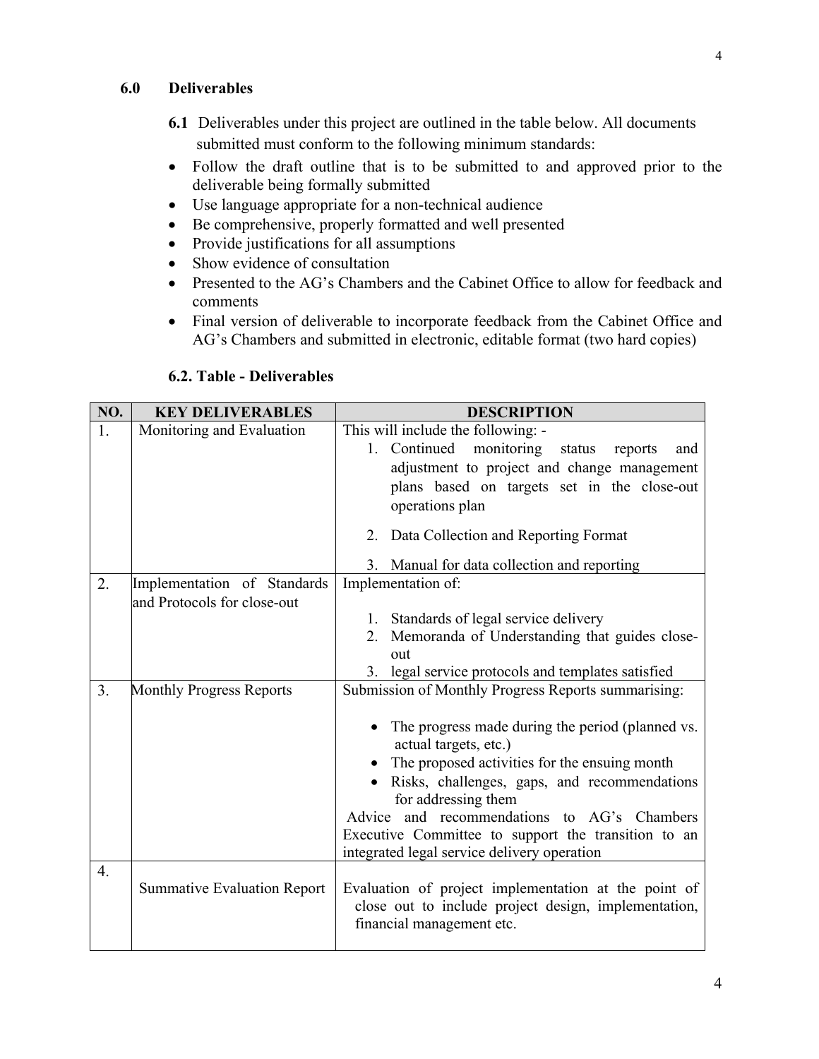### 6.0 Deliverables

**6.1** Deliverables under this project are outlined in the table below. All documents submitted must conform to the following minimum standards:

- Follow the draft outline that is to be submitted to and approved prior to the deliverable being formally submitted
- Use language appropriate for a non-technical audience
- Be comprehensive, properly formatted and well presented
- Provide justifications for all assumptions
- Show evidence of consultation
- Presented to the AG's Chambers and the Cabinet Office to allow for feedback and comments
- Final version of deliverable to incorporate feedback from the Cabinet Office and AG's Chambers and submitted in electronic, editable format (two hard copies)

**6.2. Table - Deliverables**

| NO. | KEY DELIVERABLES | DESCRIPTION |
|---|---|---|
| 1. | Monitoring and Evaluation | This will include the following: -<br>1. Continued monitoring status reports and adjustment to project and change management plans based on targets set in the close-out operations plan<br>2. Data Collection and Reporting Format<br>3. Manual for data collection and reporting |
| 2. | Implementation of Standards and Protocols for close-out | Implementation of:<br>1. Standards of legal service delivery<br>2. Memoranda of Understanding that guides close-out<br>3. legal service protocols and templates satisfied |
| 3. | Monthly Progress Reports | Submission of Monthly Progress Reports summarising:<br>• The progress made during the period (planned vs. actual targets, etc.)<br>• The proposed activities for the ensuing month<br>• Risks, challenges, gaps, and recommendations for addressing them<br>Advice and recommendations to AG's Chambers Executive Committee to support the transition to an integrated legal service delivery operation |
| 4. | Summative Evaluation Report | Evaluation of project implementation at the point of close out to include project design, implementation, financial management etc. |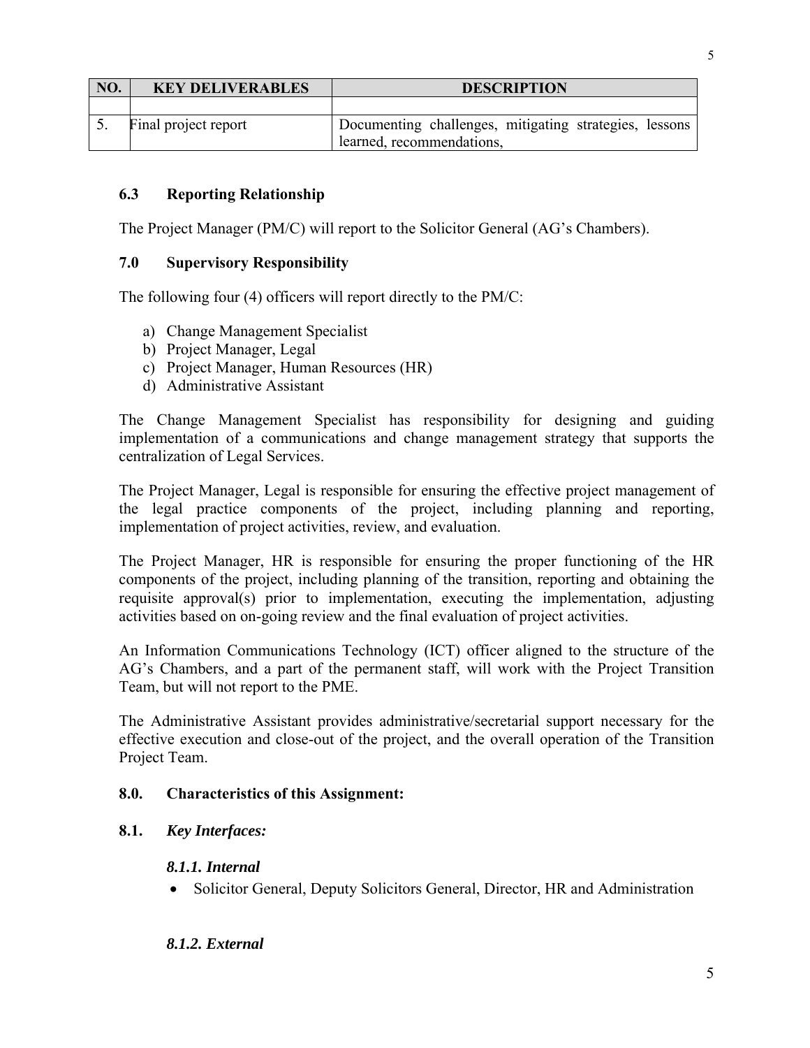| NO. | KEY DELIVERABLES | DESCRIPTION |
|---|---|---|
| | | |
| 5. | Final project report | Documenting challenges, mitigating strategies, lessons learned, recommendations, |

### 6.3 Reporting Relationship

The Project Manager (PM/C) will report to the Solicitor General (AG's Chambers).

## 7.0 Supervisory Responsibility

The following four (4) officers will report directly to the PM/C:

a) Change Management Specialist
b) Project Manager, Legal
c) Project Manager, Human Resources (HR)
d) Administrative Assistant

The Change Management Specialist has responsibility for designing and guiding implementation of a communications and change management strategy that supports the centralization of Legal Services.

The Project Manager, Legal is responsible for ensuring the effective project management of the legal practice components of the project, including planning and reporting, implementation of project activities, review, and evaluation.

The Project Manager, HR is responsible for ensuring the proper functioning of the HR components of the project, including planning of the transition, reporting and obtaining the requisite approval(s) prior to implementation, executing the implementation, adjusting activities based on on-going review and the final evaluation of project activities.

An Information Communications Technology (ICT) officer aligned to the structure of the AG's Chambers, and a part of the permanent staff, will work with the Project Transition Team, but will not report to the PME.

The Administrative Assistant provides administrative/secretarial support necessary for the effective execution and close-out of the project, and the overall operation of the Transition Project Team.

## 8.0. Characteristics of this Assignment:

### 8.1. *Key Interfaces:*

#### *8.1.1. Internal*

- Solicitor General, Deputy Solicitors General, Director, HR and Administration

#### *8.1.2. External*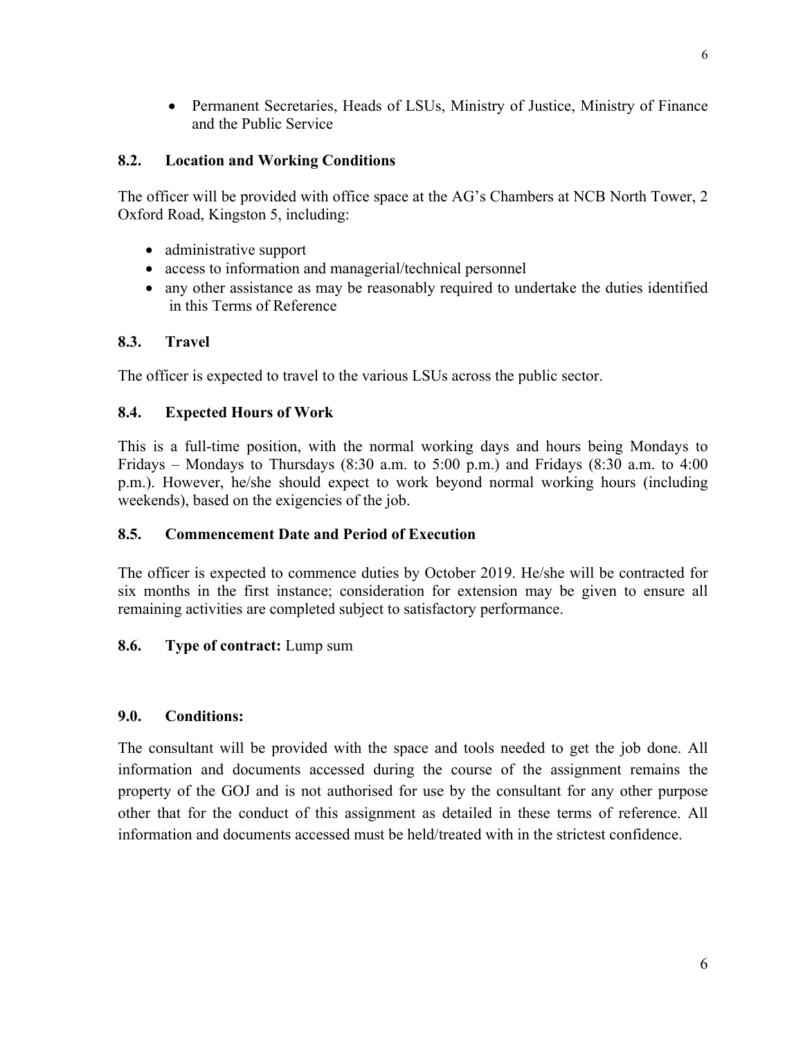- Permanent Secretaries, Heads of LSUs, Ministry of Justice, Ministry of Finance and the Public Service

### 8.2. Location and Working Conditions

The officer will be provided with office space at the AG's Chambers at NCB North Tower, 2 Oxford Road, Kingston 5, including:

- administrative support
- access to information and managerial/technical personnel
- any other assistance as may be reasonably required to undertake the duties identified in this Terms of Reference

### 8.3. Travel

The officer is expected to travel to the various LSUs across the public sector.

### 8.4. Expected Hours of Work

This is a full-time position, with the normal working days and hours being Mondays to Fridays – Mondays to Thursdays (8:30 a.m. to 5:00 p.m.) and Fridays (8:30 a.m. to 4:00 p.m.). However, he/she should expect to work beyond normal working hours (including weekends), based on the exigencies of the job.

### 8.5. Commencement Date and Period of Execution

The officer is expected to commence duties by October 2019. He/she will be contracted for six months in the first instance; consideration for extension may be given to ensure all remaining activities are completed subject to satisfactory performance.

### 8.6. Type of contract: Lump sum

## 9.0. Conditions:

The consultant will be provided with the space and tools needed to get the job done. All information and documents accessed during the course of the assignment remains the property of the GOJ and is not authorised for use by the consultant for any other purpose other that for the conduct of this assignment as detailed in these terms of reference. All information and documents accessed must be held/treated with in the strictest confidence.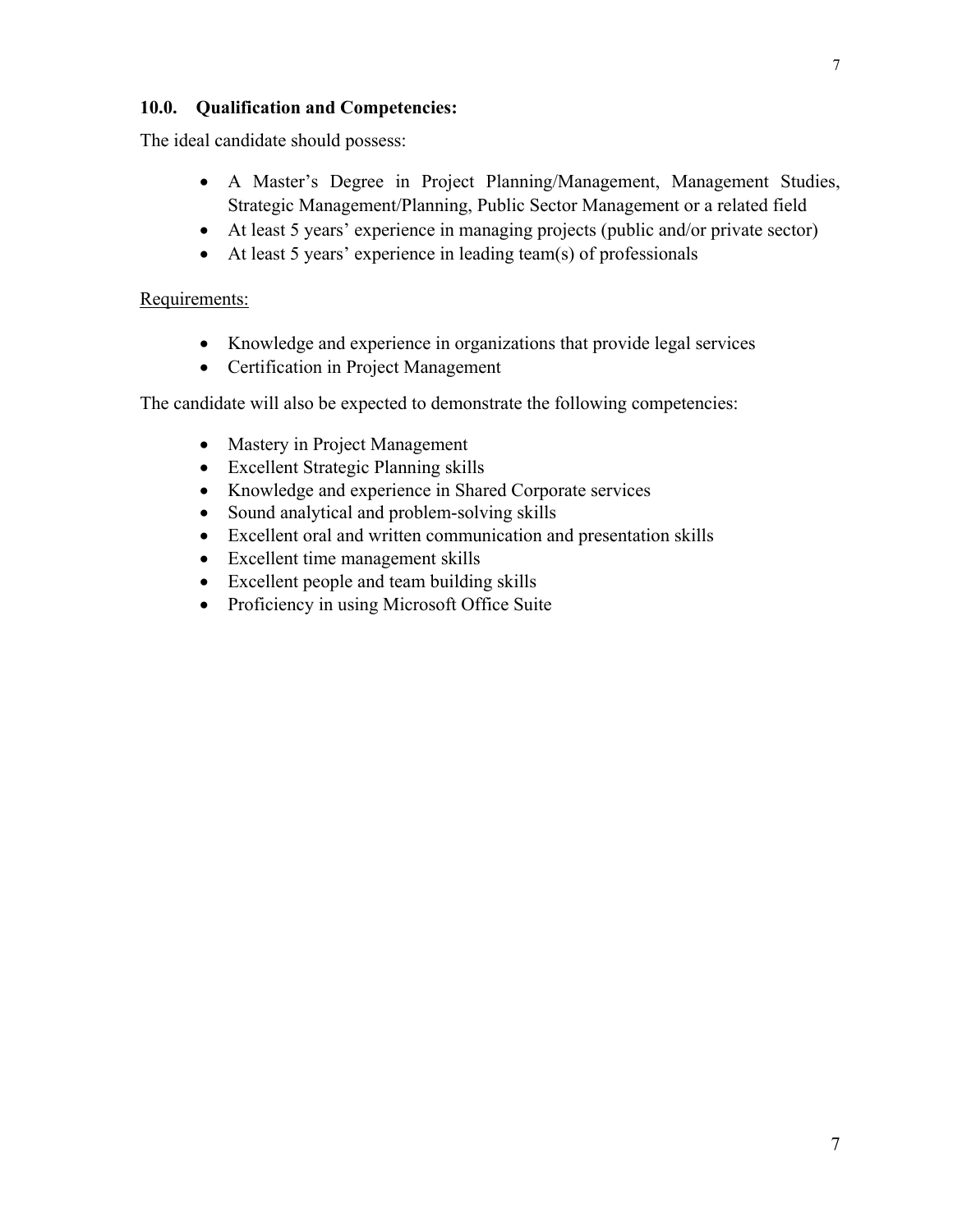### 10.0. Qualification and Competencies:

The ideal candidate should possess:

- A Master's Degree in Project Planning/Management, Management Studies, Strategic Management/Planning, Public Sector Management or a related field
- At least 5 years' experience in managing projects (public and/or private sector)
- At least 5 years' experience in leading team(s) of professionals

<u>Requirements:</u>

- Knowledge and experience in organizations that provide legal services
- Certification in Project Management

The candidate will also be expected to demonstrate the following competencies:

- Mastery in Project Management
- Excellent Strategic Planning skills
- Knowledge and experience in Shared Corporate services
- Sound analytical and problem-solving skills
- Excellent oral and written communication and presentation skills
- Excellent time management skills
- Excellent people and team building skills
- Proficiency in using Microsoft Office Suite